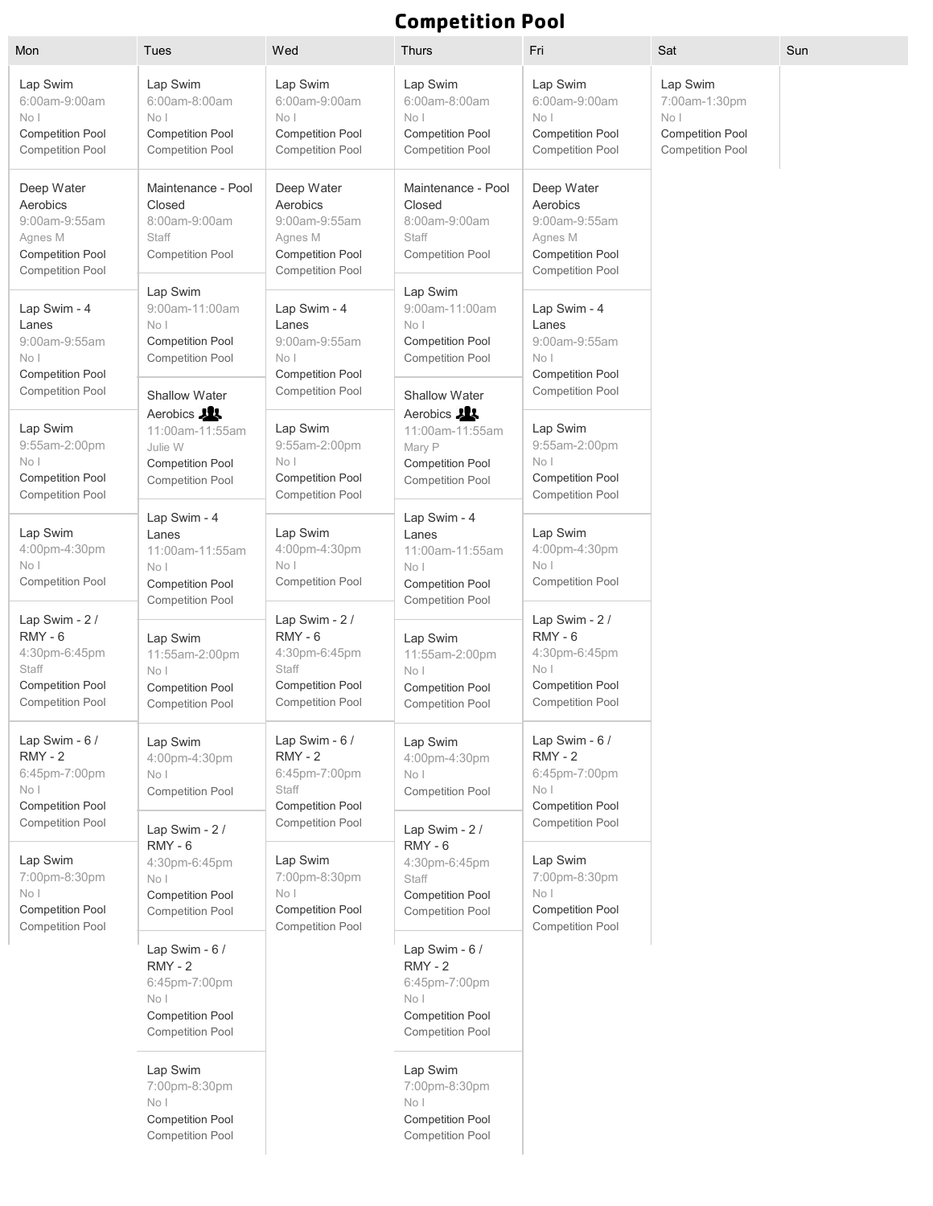# Competition Pool

| Mon | Tues | Wed | Thurs | Fri | Sat | Sun |
|---|---|---|---|---|---|---|
| Lap Swim<br>6:00am-9:00am<br>No I<br>Competition Pool<br>Competition Pool | Lap Swim<br>6:00am-8:00am<br>No I<br>Competition Pool<br>Competition Pool | Lap Swim<br>6:00am-9:00am<br>No I<br>Competition Pool<br>Competition Pool | Lap Swim<br>6:00am-8:00am<br>No I<br>Competition Pool<br>Competition Pool | Lap Swim<br>6:00am-9:00am<br>No I<br>Competition Pool<br>Competition Pool | Lap Swim<br>7:00am-1:30pm<br>No I<br>Competition Pool<br>Competition Pool | |
| Deep Water Aerobics<br>9:00am-9:55am<br>Agnes M<br>Competition Pool<br>Competition Pool | Maintenance - Pool Closed<br>8:00am-9:00am<br>Staff<br>Competition Pool | Deep Water Aerobics<br>9:00am-9:55am<br>Agnes M<br>Competition Pool<br>Competition Pool | Maintenance - Pool Closed<br>8:00am-9:00am<br>Staff<br>Competition Pool | Deep Water Aerobics<br>9:00am-9:55am<br>Agnes M<br>Competition Pool<br>Competition Pool | | |
| Lap Swim - 4 Lanes<br>9:00am-9:55am<br>No I<br>Competition Pool<br>Competition Pool | Lap Swim<br>9:00am-11:00am<br>No I<br>Competition Pool<br>Competition Pool | Lap Swim - 4 Lanes<br>9:00am-9:55am<br>No I<br>Competition Pool<br>Competition Pool | Lap Swim<br>9:00am-11:00am<br>No I<br>Competition Pool<br>Competition Pool | Lap Swim - 4 Lanes<br>9:00am-9:55am<br>No I<br>Competition Pool<br>Competition Pool | | |
| Lap Swim<br>9:55am-2:00pm<br>No I<br>Competition Pool<br>Competition Pool | Shallow Water Aerobics<br>11:00am-11:55am<br>Julie W<br>Competition Pool<br>Competition Pool | Lap Swim<br>9:55am-2:00pm<br>No I<br>Competition Pool<br>Competition Pool | Shallow Water Aerobics<br>11:00am-11:55am<br>Mary P<br>Competition Pool<br>Competition Pool | Lap Swim<br>9:55am-2:00pm<br>No I<br>Competition Pool<br>Competition Pool | | |
| Lap Swim<br>4:00pm-4:30pm<br>No I<br>Competition Pool | Lap Swim - 4 Lanes<br>11:00am-11:55am<br>No I<br>Competition Pool<br>Competition Pool | Lap Swim<br>4:00pm-4:30pm<br>No I<br>Competition Pool | Lap Swim - 4 Lanes<br>11:00am-11:55am<br>No I<br>Competition Pool<br>Competition Pool | Lap Swim<br>4:00pm-4:30pm<br>No I<br>Competition Pool | | |
| Lap Swim - 2 / RMY - 6<br>4:30pm-6:45pm<br>Staff<br>Competition Pool<br>Competition Pool | Lap Swim<br>11:55am-2:00pm<br>No I<br>Competition Pool<br>Competition Pool | Lap Swim - 2 / RMY - 6<br>4:30pm-6:45pm<br>Staff<br>Competition Pool<br>Competition Pool | Lap Swim<br>11:55am-2:00pm<br>No I<br>Competition Pool<br>Competition Pool | Lap Swim - 2 / RMY - 6<br>4:30pm-6:45pm<br>No I<br>Competition Pool<br>Competition Pool | | |
| Lap Swim - 6 / RMY - 2<br>6:45pm-7:00pm<br>No I<br>Competition Pool<br>Competition Pool | Lap Swim<br>4:00pm-4:30pm<br>No I<br>Competition Pool | Lap Swim - 6 / RMY - 2<br>6:45pm-7:00pm<br>Staff<br>Competition Pool<br>Competition Pool | Lap Swim<br>4:00pm-4:30pm<br>No I<br>Competition Pool | Lap Swim - 6 / RMY - 2<br>6:45pm-7:00pm<br>No I<br>Competition Pool<br>Competition Pool | | |
| Lap Swim<br>7:00pm-8:30pm<br>No I<br>Competition Pool<br>Competition Pool | Lap Swim - 2 / RMY - 6<br>4:30pm-6:45pm<br>No I<br>Competition Pool<br>Competition Pool | Lap Swim<br>7:00pm-8:30pm<br>No I<br>Competition Pool<br>Competition Pool | Lap Swim - 2 / RMY - 6<br>4:30pm-6:45pm<br>Staff<br>Competition Pool<br>Competition Pool | Lap Swim<br>7:00pm-8:30pm<br>No I<br>Competition Pool<br>Competition Pool | | |
| | Lap Swim - 6 / RMY - 2<br>6:45pm-7:00pm<br>No I<br>Competition Pool<br>Competition Pool | | Lap Swim - 6 / RMY - 2<br>6:45pm-7:00pm<br>No I<br>Competition Pool<br>Competition Pool | | | |
| | Lap Swim<br>7:00pm-8:30pm<br>No I<br>Competition Pool<br>Competition Pool | | Lap Swim<br>7:00pm-8:30pm<br>No I<br>Competition Pool<br>Competition Pool | | | |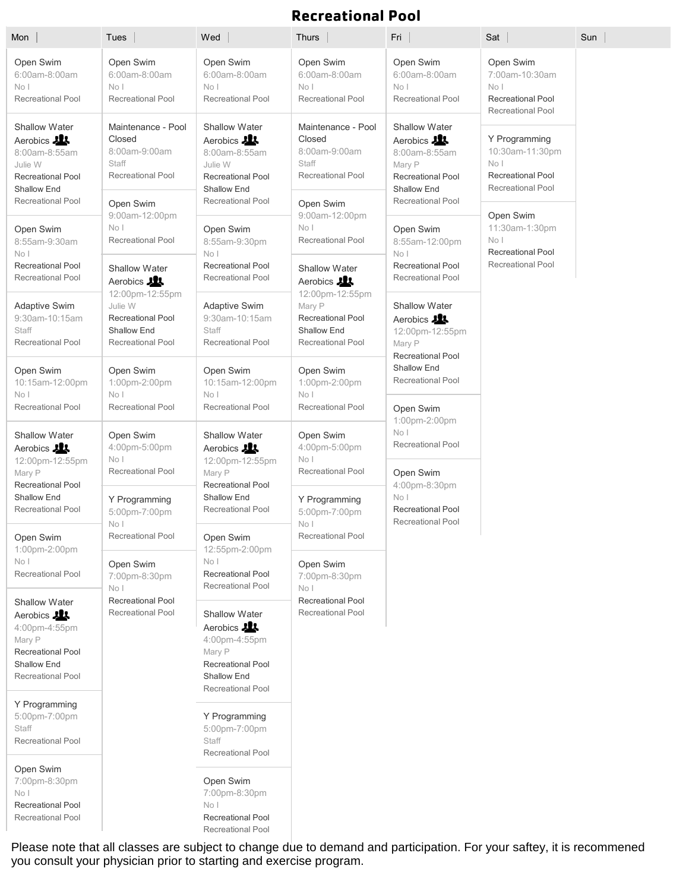# Recreational Pool

| Mon | Tues | Wed | Thurs | Fri | Sat | Sun |
|---|---|---|---|---|---|---|
| Open Swim<br>6:00am-8:00am<br>No I<br>Recreational Pool | Open Swim<br>6:00am-8:00am<br>No I<br>Recreational Pool | Open Swim<br>6:00am-8:00am<br>No I<br>Recreational Pool | Open Swim<br>6:00am-8:00am<br>No I<br>Recreational Pool | Open Swim<br>6:00am-8:00am<br>No I<br>Recreational Pool | Open Swim<br>7:00am-10:30am<br>No I<br>Recreational Pool<br>Recreational Pool | |
| Shallow Water Aerobics<br>8:00am-8:55am<br>Julie W<br>Recreational Pool<br>Shallow End<br>Recreational Pool | Maintenance - Pool Closed<br>8:00am-9:00am<br>Staff<br>Recreational Pool | Shallow Water Aerobics<br>8:00am-8:55am<br>Julie W<br>Recreational Pool<br>Shallow End<br>Recreational Pool | Maintenance - Pool Closed<br>8:00am-9:00am<br>Staff<br>Recreational Pool | Shallow Water Aerobics<br>8:00am-8:55am<br>Mary P<br>Recreational Pool<br>Shallow End<br>Recreational Pool | Y Programming<br>10:30am-11:30pm<br>No I<br>Recreational Pool<br>Recreational Pool | |
| Open Swim<br>8:55am-9:30am<br>No I<br>Recreational Pool<br>Recreational Pool | Open Swim<br>9:00am-12:00pm<br>No I<br>Recreational Pool | Open Swim<br>8:55am-9:30pm<br>No I<br>Recreational Pool<br>Recreational Pool | Open Swim<br>9:00am-12:00pm<br>No I<br>Recreational Pool | Open Swim<br>8:55am-12:00pm<br>No I<br>Recreational Pool<br>Recreational Pool | Open Swim<br>11:30am-1:30pm<br>No I<br>Recreational Pool<br>Recreational Pool | |
| Adaptive Swim<br>9:30am-10:15am<br>Staff<br>Recreational Pool | Shallow Water Aerobics<br>12:00pm-12:55pm<br>Julie W<br>Recreational Pool<br>Shallow End<br>Recreational Pool | Adaptive Swim<br>9:30am-10:15am<br>Staff<br>Recreational Pool | Shallow Water Aerobics<br>12:00pm-12:55pm<br>Mary P<br>Recreational Pool<br>Shallow End<br>Recreational Pool | Shallow Water Aerobics<br>12:00pm-12:55pm<br>Mary P<br>Recreational Pool<br>Shallow End<br>Recreational Pool | | |
| Open Swim<br>10:15am-12:00pm<br>No I<br>Recreational Pool | Open Swim<br>1:00pm-2:00pm<br>No I<br>Recreational Pool | Open Swim<br>10:15am-12:00pm<br>No I<br>Recreational Pool | Open Swim<br>1:00pm-2:00pm<br>No I<br>Recreational Pool | Open Swim<br>1:00pm-2:00pm<br>No I<br>Recreational Pool | | |
| Shallow Water Aerobics<br>12:00pm-12:55pm<br>Mary P<br>Recreational Pool<br>Shallow End<br>Recreational Pool | Open Swim<br>4:00pm-5:00pm<br>No I<br>Recreational Pool | Shallow Water Aerobics<br>12:00pm-12:55pm<br>Mary P<br>Recreational Pool<br>Shallow End<br>Recreational Pool | Open Swim<br>4:00pm-5:00pm<br>No I<br>Recreational Pool | Open Swim<br>4:00pm-8:30pm<br>No I<br>Recreational Pool<br>Recreational Pool | | |
| Open Swim<br>1:00pm-2:00pm<br>No I<br>Recreational Pool | Y Programming<br>5:00pm-7:00pm<br>No I<br>Recreational Pool | Open Swim<br>12:55pm-2:00pm<br>No I<br>Recreational Pool<br>Recreational Pool | Y Programming<br>5:00pm-7:00pm<br>No I<br>Recreational Pool | | | |
| Shallow Water Aerobics<br>4:00pm-4:55pm<br>Mary P<br>Recreational Pool<br>Shallow End<br>Recreational Pool | Open Swim<br>7:00pm-8:30pm<br>No I<br>Recreational Pool<br>Recreational Pool | Shallow Water Aerobics<br>4:00pm-4:55pm<br>Mary P<br>Recreational Pool<br>Shallow End<br>Recreational Pool | Open Swim<br>7:00pm-8:30pm<br>No I<br>Recreational Pool<br>Recreational Pool | | | |
| Y Programming<br>5:00pm-7:00pm<br>Staff<br>Recreational Pool | | Y Programming<br>5:00pm-7:00pm<br>Staff<br>Recreational Pool | | | | |
| Open Swim<br>7:00pm-8:30pm<br>No I<br>Recreational Pool<br>Recreational Pool | | Open Swim<br>7:00pm-8:30pm<br>No I<br>Recreational Pool<br>Recreational Pool | | | | |

Please note that all classes are subject to change due to demand and participation. For your saftey, it is recommened you consult your physician prior to starting and exercise program.